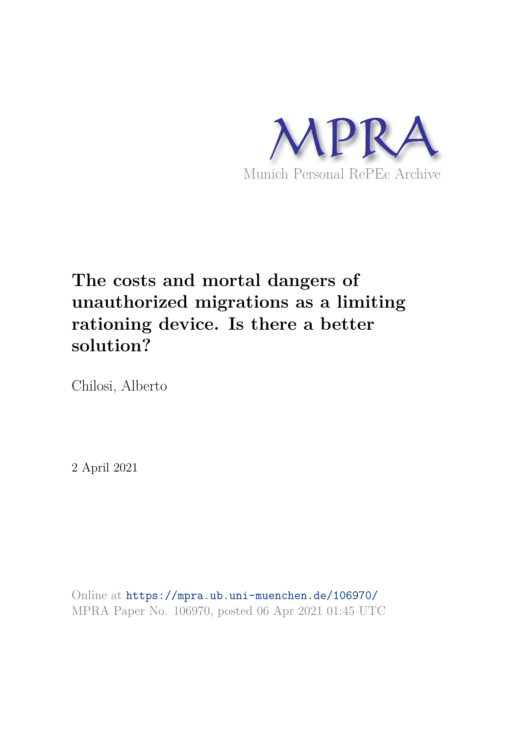MPRA

Munich Personal RePEc Archive

# The costs and mortal dangers of unauthorized migrations as a limiting rationing device. Is there a better solution?

Chilosi, Alberto

2 April 2021

Online at https://mpra.ub.uni-muenchen.de/106970/
MPRA Paper No. 106970, posted 06 Apr 2021 01:45 UTC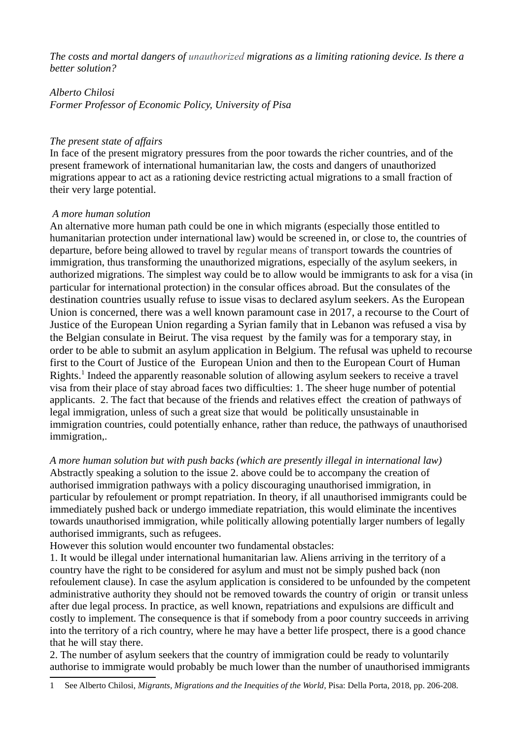*The costs and mortal dangers of unauthorized migrations as a limiting rationing device. Is there a better solution?*

*Alberto Chilosi*
*Former Professor of Economic Policy, University of Pisa*

*The present state of affairs*

In face of the present migratory pressures from the poor towards the richer countries, and of the present framework of international humanitarian law, the costs and dangers of unauthorized migrations appear to act as a rationing device restricting actual migrations to a small fraction of their very large potential.

*A more human solution*

An alternative more human path could be one in which migrants (especially those entitled to humanitarian protection under international law) would be screened in, or close to, the countries of departure, before being allowed to travel by regular means of transport towards the countries of immigration, thus transforming the unauthorized migrations, especially of the asylum seekers, in authorized migrations. The simplest way could be to allow would be immigrants to ask for a visa (in particular for international protection) in the consular offices abroad. But the consulates of the destination countries usually refuse to issue visas to declared asylum seekers. As the European Union is concerned, there was a well known paramount case in 2017, a recourse to the Court of Justice of the European Union regarding a Syrian family that in Lebanon was refused a visa by the Belgian consulate in Beirut. The visa request by the family was for a temporary stay, in order to be able to submit an asylum application in Belgium. The refusal was upheld to recourse first to the Court of Justice of the European Union and then to the European Court of Human Rights.[1] Indeed the apparently reasonable solution of allowing asylum seekers to receive a travel visa from their place of stay abroad faces two difficulties: 1. The sheer huge number of potential applicants. 2. The fact that because of the friends and relatives effect the creation of pathways of legal immigration, unless of such a great size that would be politically unsustainable in immigration countries, could potentially enhance, rather than reduce, the pathways of unauthorised immigration,.

*A more human solution but with push backs (which are presently illegal in international law)*

Abstractly speaking a solution to the issue 2. above could be to accompany the creation of authorised immigration pathways with a policy discouraging unauthorised immigration, in particular by refoulement or prompt repatriation. In theory, if all unauthorised immigrants could be immediately pushed back or undergo immediate repatriation, this would eliminate the incentives towards unauthorised immigration, while politically allowing potentially larger numbers of legally authorised immigrants, such as refugees.

However this solution would encounter two fundamental obstacles:

1. It would be illegal under international humanitarian law. Aliens arriving in the territory of a country have the right to be considered for asylum and must not be simply pushed back (non refoulement clause). In case the asylum application is considered to be unfounded by the competent administrative authority they should not be removed towards the country of origin or transit unless after due legal process. In practice, as well known, repatriations and expulsions are difficult and costly to implement. The consequence is that if somebody from a poor country succeeds in arriving into the territory of a rich country, where he may have a better life prospect, there is a good chance that he will stay there.

2. The number of asylum seekers that the country of immigration could be ready to voluntarily authorise to immigrate would probably be much lower than the number of unauthorised immigrants

---

1 See Alberto Chilosi, *Migrants, Migrations and the Inequities of the World*, Pisa: Della Porta, 2018, pp. 206-208.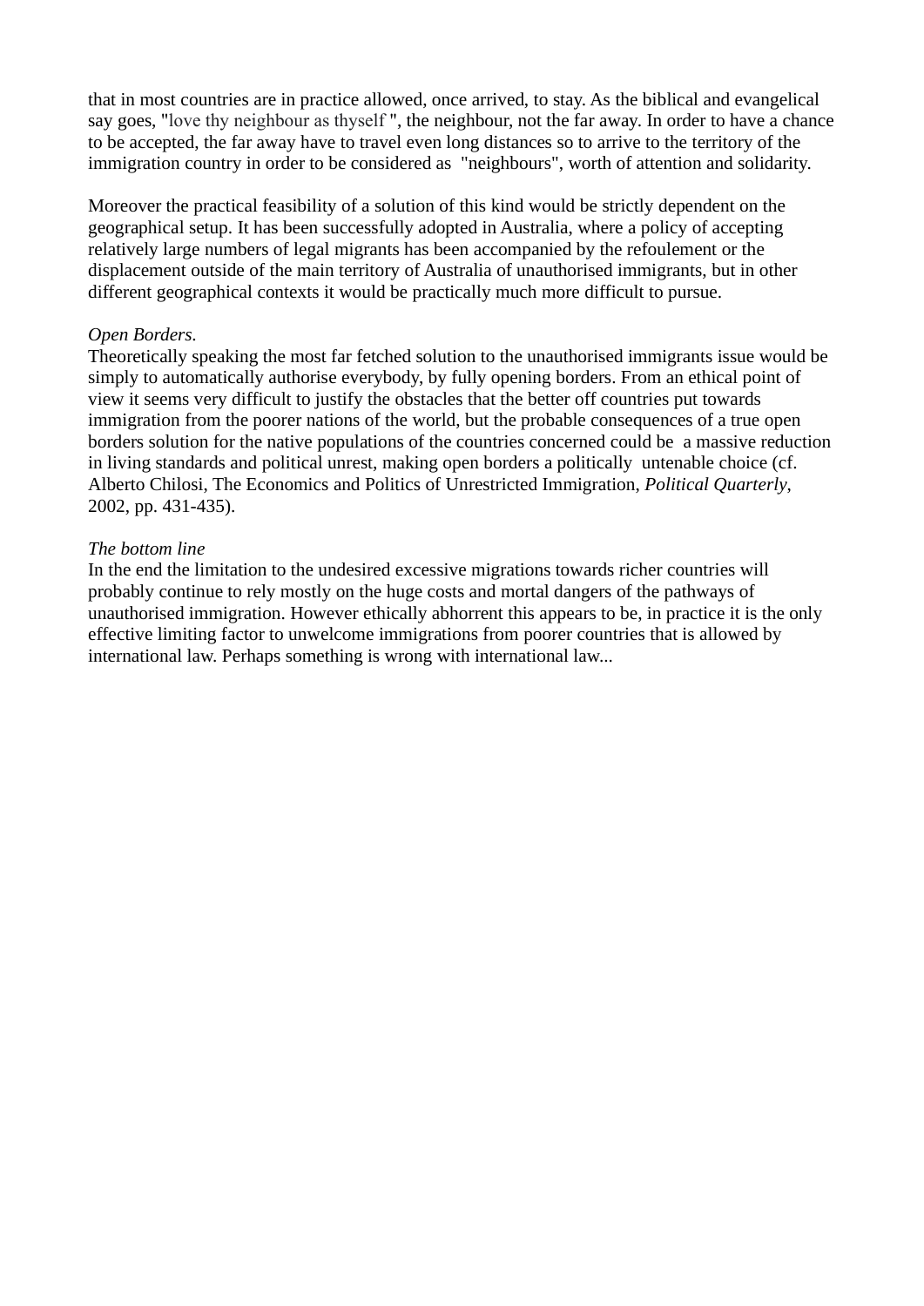that in most countries are in practice allowed, once arrived, to stay. As the biblical and evangelical say goes, "love thy neighbour as thyself ", the neighbour, not the far away. In order to have a chance to be accepted, the far away have to travel even long distances so to arrive to the territory of the immigration country in order to be considered as "neighbours", worth of attention and solidarity.

Moreover the practical feasibility of a solution of this kind would be strictly dependent on the geographical setup. It has been successfully adopted in Australia, where a policy of accepting relatively large numbers of legal migrants has been accompanied by the refoulement or the displacement outside of the main territory of Australia of unauthorised immigrants, but in other different geographical contexts it would be practically much more difficult to pursue.

*Open Borders*.

Theoretically speaking the most far fetched solution to the unauthorised immigrants issue would be simply to automatically authorise everybody, by fully opening borders. From an ethical point of view it seems very difficult to justify the obstacles that the better off countries put towards immigration from the poorer nations of the world, but the probable consequences of a true open borders solution for the native populations of the countries concerned could be a massive reduction in living standards and political unrest, making open borders a politically untenable choice (cf. Alberto Chilosi, The Economics and Politics of Unrestricted Immigration, *Political Quarterly*, 2002, pp. 431-435).

*The bottom line*

In the end the limitation to the undesired excessive migrations towards richer countries will probably continue to rely mostly on the huge costs and mortal dangers of the pathways of unauthorised immigration. However ethically abhorrent this appears to be, in practice it is the only effective limiting factor to unwelcome immigrations from poorer countries that is allowed by international law. Perhaps something is wrong with international law...